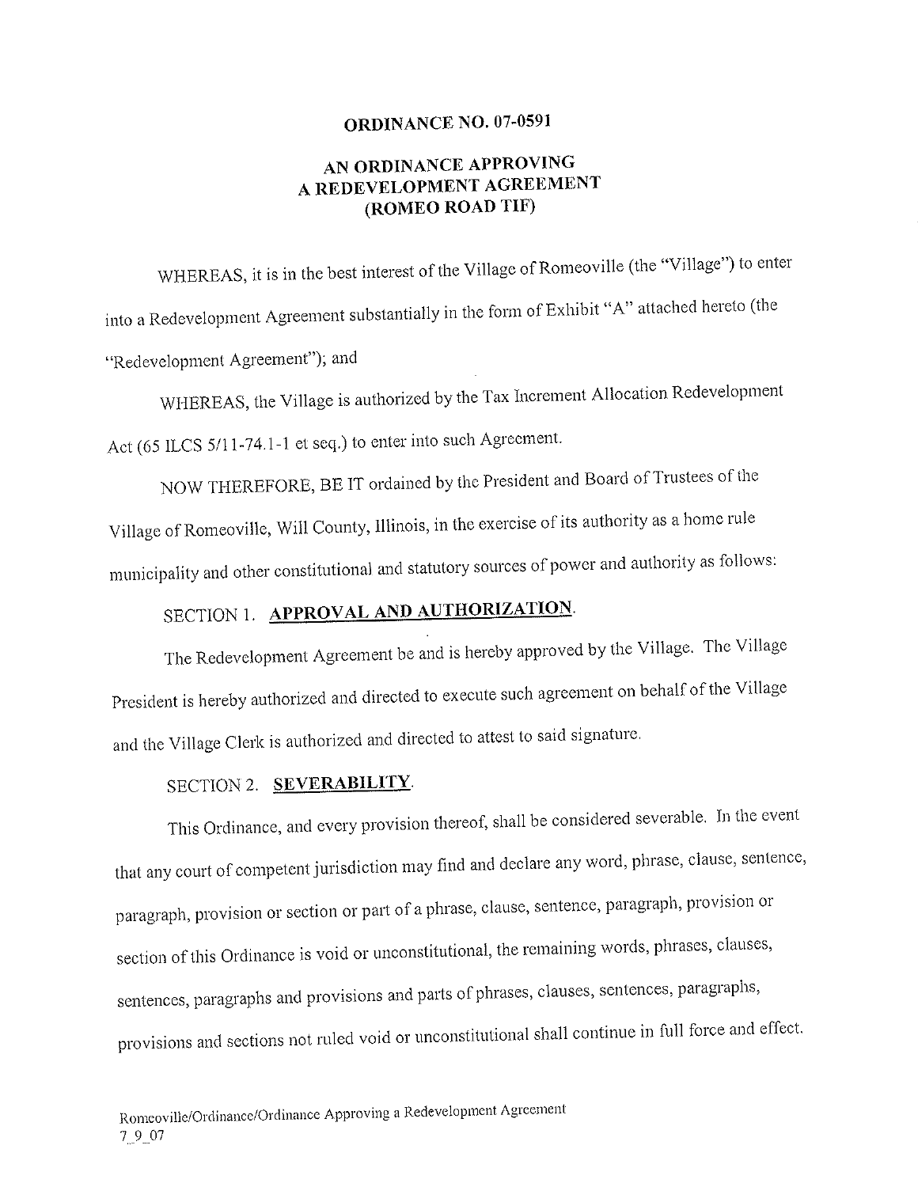# ORDINANCE NO. 07-0591

## AN ORDINANCE APPROVING A REDEVELOPMENT AGREEMENT (ROMEO ROAD TIF)

WHEREAS, it is in the best interest of the Village of Romeoville (the "Village") to enter into a Redevelopment Agreement substantially in the form of Exhibit "A" attached hereto (the "Redevelopment Agreement"); and

WHEREAS, the Village is authorized by the Tax Increment Allocation Redevelopment Act (65 ILCS 5/11-74.1-1 et seq.) to enter into such Agreement.

NOW THEREFORE, BE IT ordained by the President and Board of Trustees of the Village of Romeoville, Will County, Illinois, in the exercise of its authority as a home rule municipality and other constitutional and statutory sources of power and authority as follows:

SECTION 1. **APPROVAL AND AUTHORIZATION**.

The Redevelopment Agreement be and is hereby approved by the Village. The Village President is hereby authorized and directed to execute such agreement on behalf of the Village and the Village Clerk is authorized and directed to attest to said signature.

SECTION 2. **SEVERABILITY**.

This Ordinance, and every provision thereof, shall be considered severable. In the event that any court of competent jurisdiction may find and declare any word, phrase, clause, sentence, paragraph, provision or section or part of a phrase, clause, sentence, paragraph, provision or section of this Ordinance is void or unconstitutional, the remaining words, phrases, clauses, sentences, paragraphs and provisions and parts of phrases, clauses, sentences, paragraphs, provisions and sections not ruled void or unconstitutional shall continue in full force and effect.

Romeoville/Ordinance/Ordinance Approving a Redevelopment Agreement
7_9_07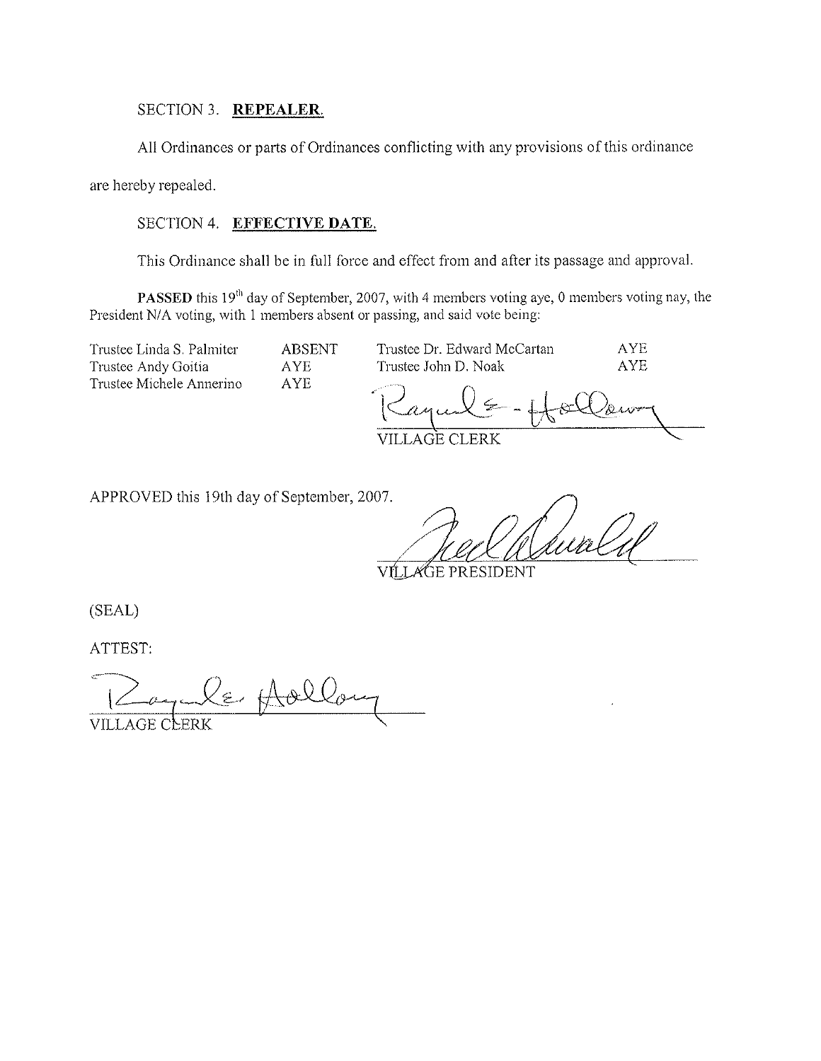SECTION 3. **REPEALER.**

All Ordinances or parts of Ordinances conflicting with any provisions of this ordinance are hereby repealed.

SECTION 4. **EFFECTIVE DATE.**

This Ordinance shall be in full force and effect from and after its passage and approval.

**PASSED** this 19th day of September, 2007, with 4 members voting aye, 0 members voting nay, the President N/A voting, with 1 members absent or passing, and said vote being:

| | | | |
|---|---|---|---|
| Trustee Linda S. Palmiter | ABSENT | Trustee Dr. Edward McCartan | AYE |
| Trustee Andy Goitia | AYE | Trustee John D. Noak | AYE |
| Trustee Michele Annerino | AYE | | |

VILLAGE CLERK

APPROVED this 19th day of September, 2007.

VILLAGE PRESIDENT

(SEAL)

ATTEST:

VILLAGE CLERK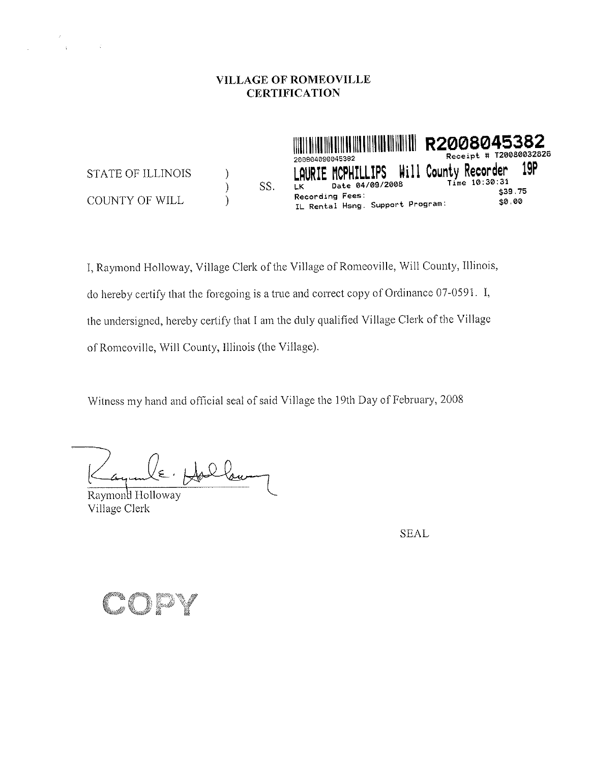**VILLAGE OF ROMEOVILLE**
**CERTIFICATION**

R2008045382
200804090045382
Receipt # T20080032826
LAURIE MCPHILLIPS Will County Recorder 19P
LK Date 04/09/2008 Time 10:30:31
Recording Fees: $39.75
IL Rental Hsng. Support Program: $0.00

STATE OF ILLINOIS )
) SS.
COUNTY OF WILL )

I, Raymond Holloway, Village Clerk of the Village of Romeoville, Will County, Illinois, do hereby certify that the foregoing is a true and correct copy of Ordinance 07-0591. I, the undersigned, hereby certify that I am the duly qualified Village Clerk of the Village of Romeoville, Will County, Illinois (the Village).

Witness my hand and official seal of said Village the 19th Day of February, 2008

Raymond Holloway
Village Clerk

SEAL

COPY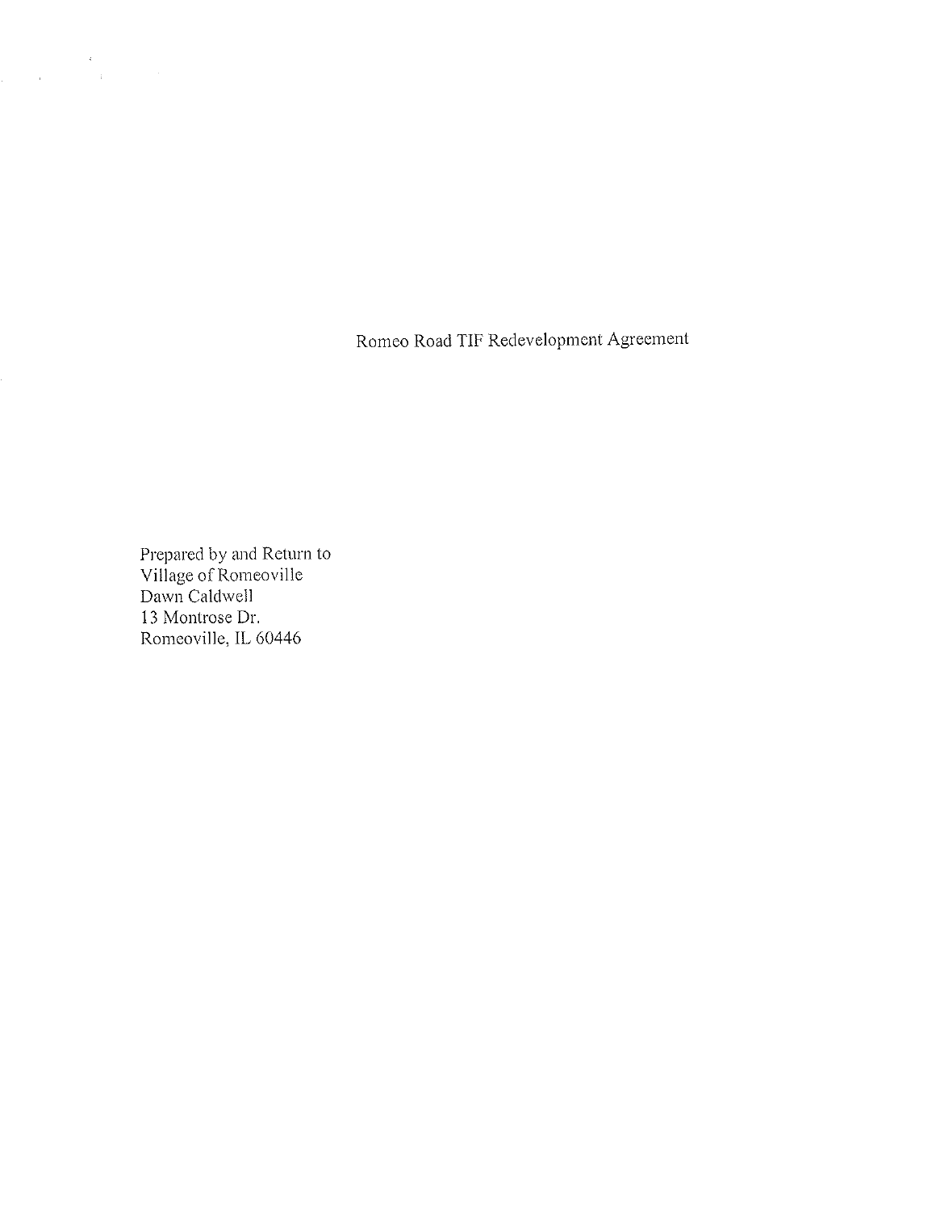Romeo Road TIF Redevelopment Agreement

Prepared by and Return to
Village of Romeoville
Dawn Caldwell
13 Montrose Dr.
Romeoville, IL 60446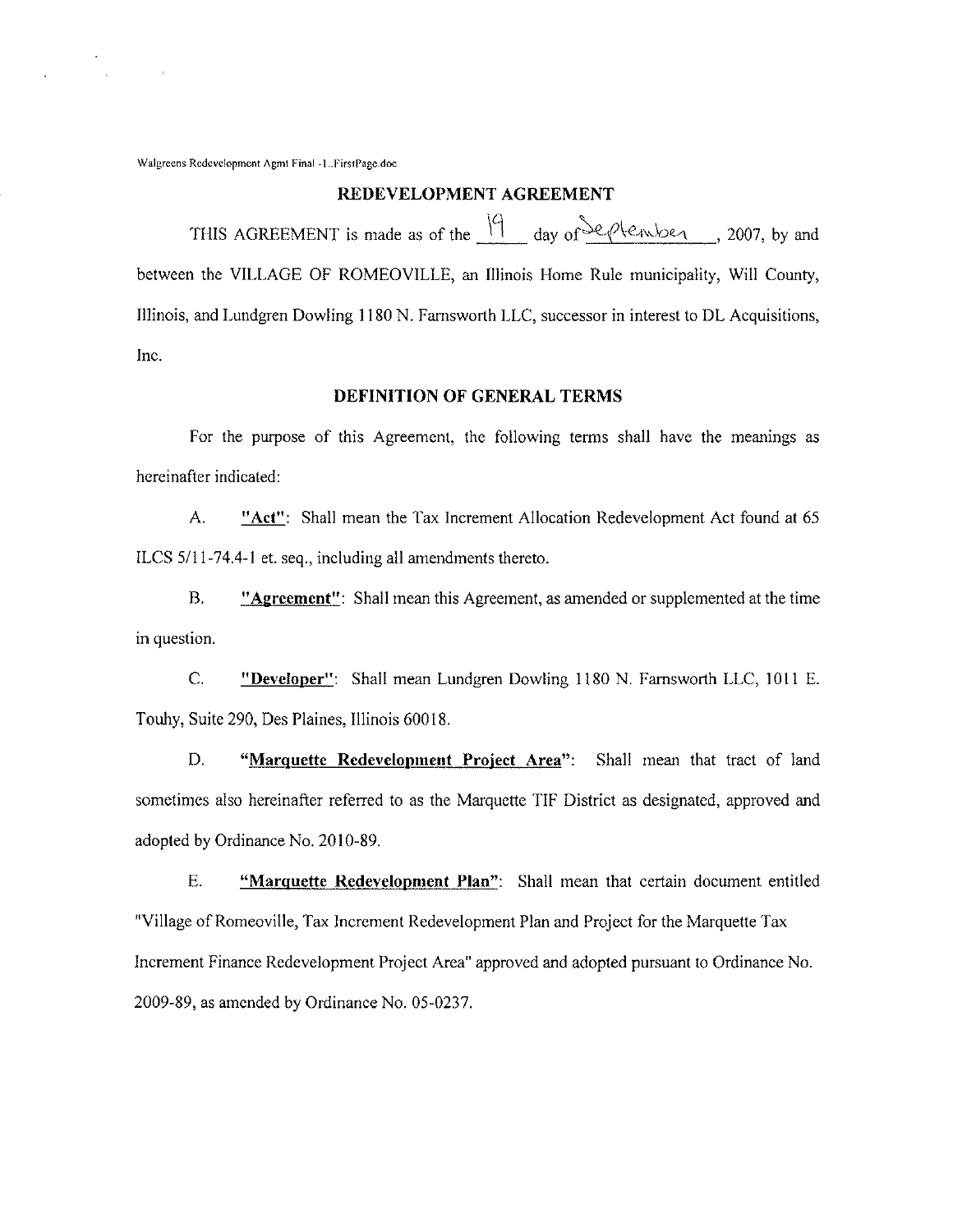Walgreens Redevelopment Agmt Final -1..FirstPage.doc

## REDEVELOPMENT AGREEMENT

THIS AGREEMENT is made as of the 19 day of September, 2007, by and between the VILLAGE OF ROMEOVILLE, an Illinois Home Rule municipality, Will County, Illinois, and Lundgren Dowling 1180 N. Farnsworth LLC, successor in interest to DL Acquisitions, Inc.

## DEFINITION OF GENERAL TERMS

For the purpose of this Agreement, the following terms shall have the meanings as hereinafter indicated:

A. **"Act"**: Shall mean the Tax Increment Allocation Redevelopment Act found at 65 ILCS 5/11-74.4-1 et. seq., including all amendments thereto.

B. **"Agreement"**: Shall mean this Agreement, as amended or supplemented at the time in question.

C. **"Developer"**: Shall mean Lundgren Dowling 1180 N. Farnsworth LLC, 1011 E. Touhy, Suite 290, Des Plaines, Illinois 60018.

D. **"Marquette Redevelopment Project Area"**: Shall mean that tract of land sometimes also hereinafter referred to as the Marquette TIF District as designated, approved and adopted by Ordinance No. 2010-89.

E. **"Marquette Redevelopment Plan"**: Shall mean that certain document entitled "Village of Romeoville, Tax Increment Redevelopment Plan and Project for the Marquette Tax Increment Finance Redevelopment Project Area" approved and adopted pursuant to Ordinance No. 2009-89, as amended by Ordinance No. 05-0237.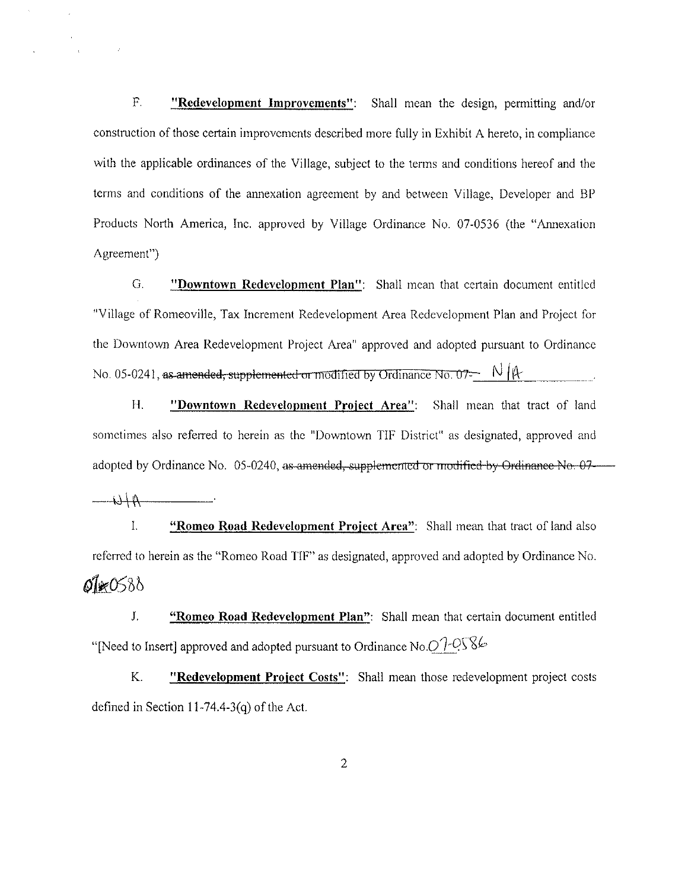F. **"Redevelopment Improvements"**: Shall mean the design, permitting and/or construction of those certain improvements described more fully in Exhibit A hereto, in compliance with the applicable ordinances of the Village, subject to the terms and conditions hereof and the terms and conditions of the annexation agreement by and between Village, Developer and BP Products North America, Inc. approved by Village Ordinance No. 07-0536 (the "Annexation Agreement")

G. **"Downtown Redevelopment Plan"**: Shall mean that certain document entitled "Village of Romeoville, Tax Increment Redevelopment Area Redevelopment Plan and Project for the Downtown Area Redevelopment Project Area" approved and adopted pursuant to Ordinance No. 05-0241, ~~as amended, supplemented or modified by Ordinance No. 07-~~ N/A.

H. **"Downtown Redevelopment Project Area"**: Shall mean that tract of land sometimes also referred to herein as the "Downtown TIF District" as designated, approved and adopted by Ordinance No. 05-0240, ~~as amended, supplemented or modified by Ordinance No. 07-~~ N/A.

I. **"Romeo Road Redevelopment Project Area"**: Shall mean that tract of land also referred to herein as the "Romeo Road TIF" as designated, approved and adopted by Ordinance No. 07-0588

J. **"Romeo Road Redevelopment Plan"**: Shall mean that certain document entitled "[Need to Insert] approved and adopted pursuant to Ordinance No. 07-0586

K. **"Redevelopment Project Costs"**: Shall mean those redevelopment project costs defined in Section 11-74.4-3(q) of the Act.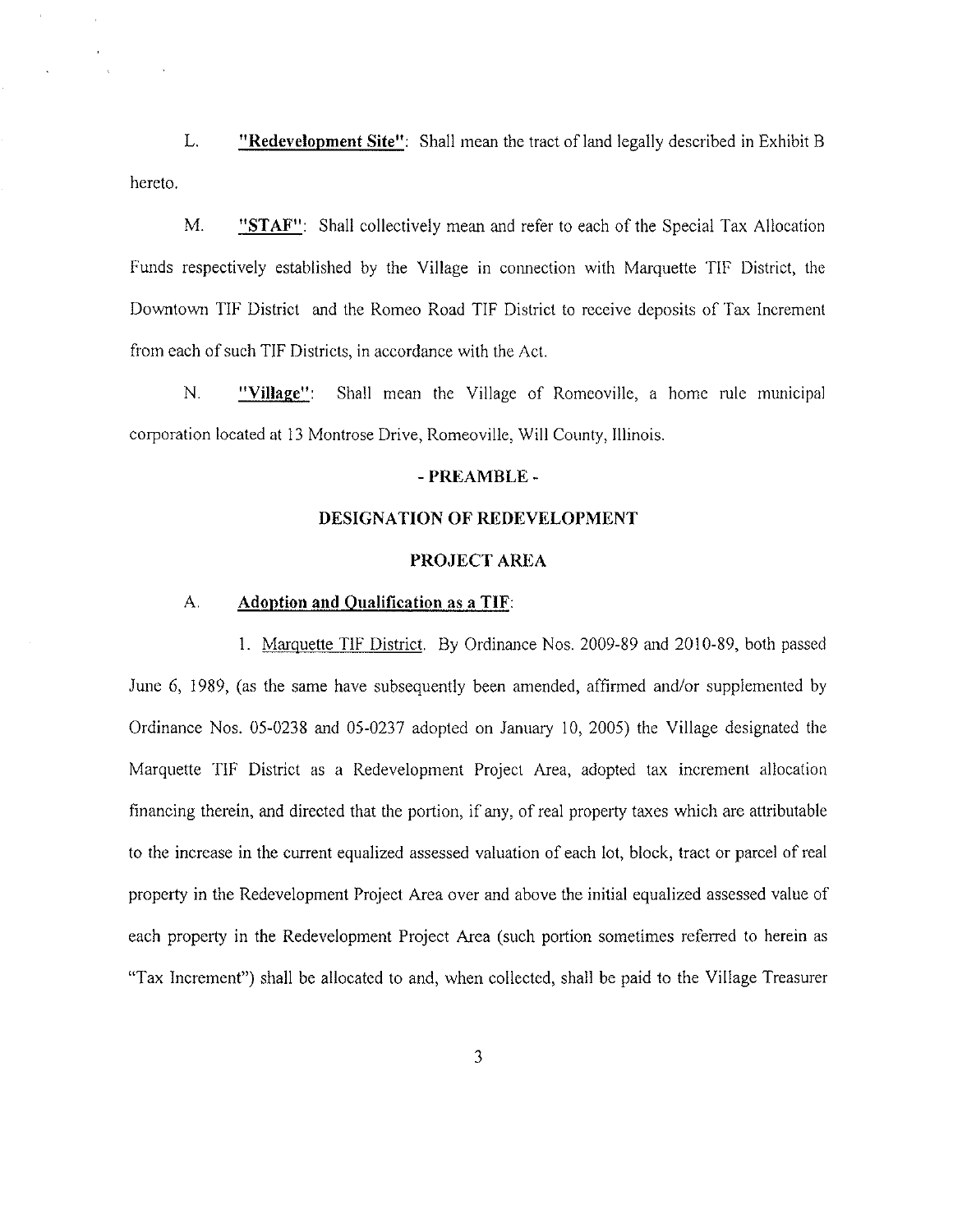L. **"Redevelopment Site"**: Shall mean the tract of land legally described in Exhibit B hereto.

M. **"STAF"**: Shall collectively mean and refer to each of the Special Tax Allocation Funds respectively established by the Village in connection with Marquette TIF District, the Downtown TIF District and the Romeo Road TIF District to receive deposits of Tax Increment from each of such TIF Districts, in accordance with the Act.

N. **"Village"**: Shall mean the Village of Romeoville, a home rule municipal corporation located at 13 Montrose Drive, Romeoville, Will County, Illinois.

**- PREAMBLE -**

**DESIGNATION OF REDEVELOPMENT**

**PROJECT AREA**

A. **Adoption and Qualification as a TIF**:

1. Marquette TIF District. By Ordinance Nos. 2009-89 and 2010-89, both passed June 6, 1989, (as the same have subsequently been amended, affirmed and/or supplemented by Ordinance Nos. 05-0238 and 05-0237 adopted on January 10, 2005) the Village designated the Marquette TIF District as a Redevelopment Project Area, adopted tax increment allocation financing therein, and directed that the portion, if any, of real property taxes which are attributable to the increase in the current equalized assessed valuation of each lot, block, tract or parcel of real property in the Redevelopment Project Area over and above the initial equalized assessed value of each property in the Redevelopment Project Area (such portion sometimes referred to herein as "Tax Increment") shall be allocated to and, when collected, shall be paid to the Village Treasurer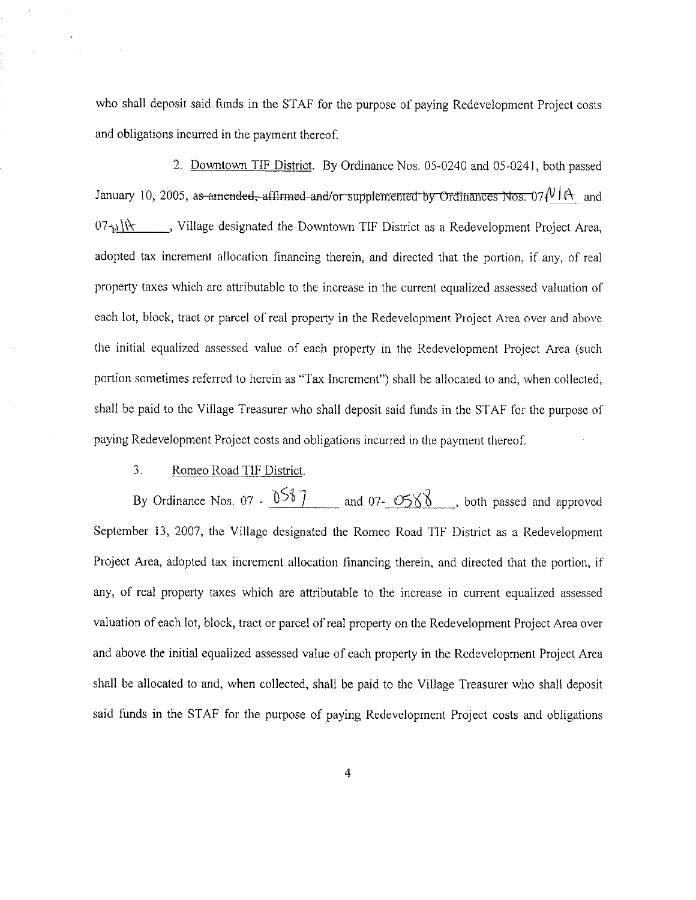who shall deposit said funds in the STAF for the purpose of paying Redevelopment Project costs and obligations incurred in the payment thereof.

2. Downtown TIF District. By Ordinance Nos. 05-0240 and 05-0241, both passed January 10, 2005, ~~as amended, affirmed and/or supplemented by Ordinances Nos. 07-~~N/A and 07-N/A ____, Village designated the Downtown TIF District as a Redevelopment Project Area, adopted tax increment allocation financing therein, and directed that the portion, if any, of real property taxes which are attributable to the increase in the current equalized assessed valuation of each lot, block, tract or parcel of real property in the Redevelopment Project Area over and above the initial equalized assessed value of each property in the Redevelopment Project Area (such portion sometimes referred to herein as "Tax Increment") shall be allocated to and, when collected, shall be paid to the Village Treasurer who shall deposit said funds in the STAF for the purpose of paying Redevelopment Project costs and obligations incurred in the payment thereof.

3. Romeo Road TIF District.

By Ordinance Nos. 07 - 0587 and 07- 0588, both passed and approved September 13, 2007, the Village designated the Romeo Road TIF District as a Redevelopment Project Area, adopted tax increment allocation financing therein, and directed that the portion, if any, of real property taxes which are attributable to the increase in current equalized assessed valuation of each lot, block, tract or parcel of real property on the Redevelopment Project Area over and above the initial equalized assessed value of each property in the Redevelopment Project Area shall be allocated to and, when collected, shall be paid to the Village Treasurer who shall deposit said funds in the STAF for the purpose of paying Redevelopment Project costs and obligations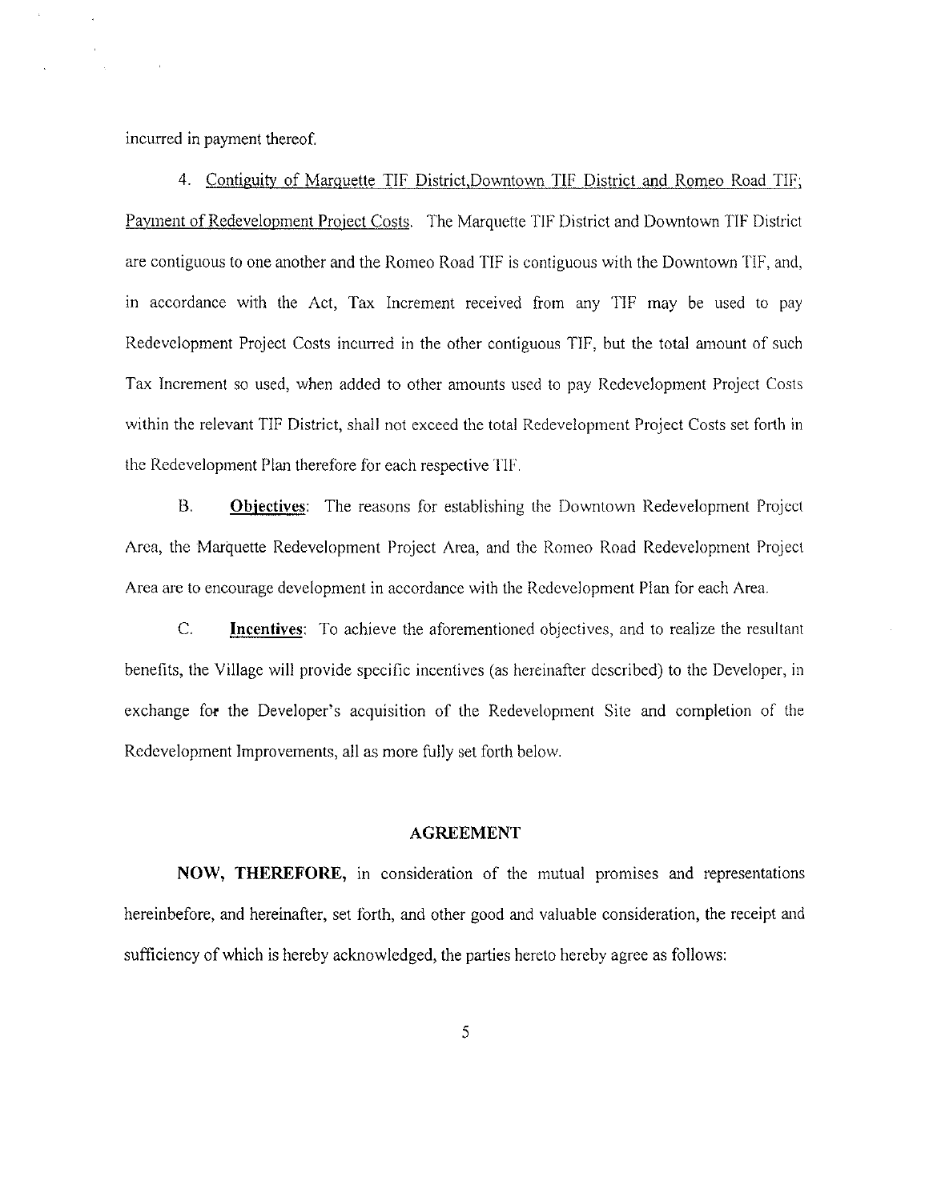incurred in payment thereof.

4. Contiguity of Marquette TIF District,Downtown TIF District and Romeo Road TIF; Payment of Redevelopment Project Costs. The Marquette TIF District and Downtown TIF District are contiguous to one another and the Romeo Road TIF is contiguous with the Downtown TIF, and, in accordance with the Act, Tax Increment received from any TIF may be used to pay Redevelopment Project Costs incurred in the other contiguous TIF, but the total amount of such Tax Increment so used, when added to other amounts used to pay Redevelopment Project Costs within the relevant TIF District, shall not exceed the total Redevelopment Project Costs set forth in the Redevelopment Plan therefore for each respective TIF.

B. **Objectives**: The reasons for establishing the Downtown Redevelopment Project Area, the Marquette Redevelopment Project Area, and the Romeo Road Redevelopment Project Area are to encourage development in accordance with the Redevelopment Plan for each Area.

C. **Incentives**: To achieve the aforementioned objectives, and to realize the resultant benefits, the Village will provide specific incentives (as hereinafter described) to the Developer, in exchange for the Developer's acquisition of the Redevelopment Site and completion of the Redevelopment Improvements, all as more fully set forth below.

## AGREEMENT

**NOW, THEREFORE,** in consideration of the mutual promises and representations hereinbefore, and hereinafter, set forth, and other good and valuable consideration, the receipt and sufficiency of which is hereby acknowledged, the parties hereto hereby agree as follows: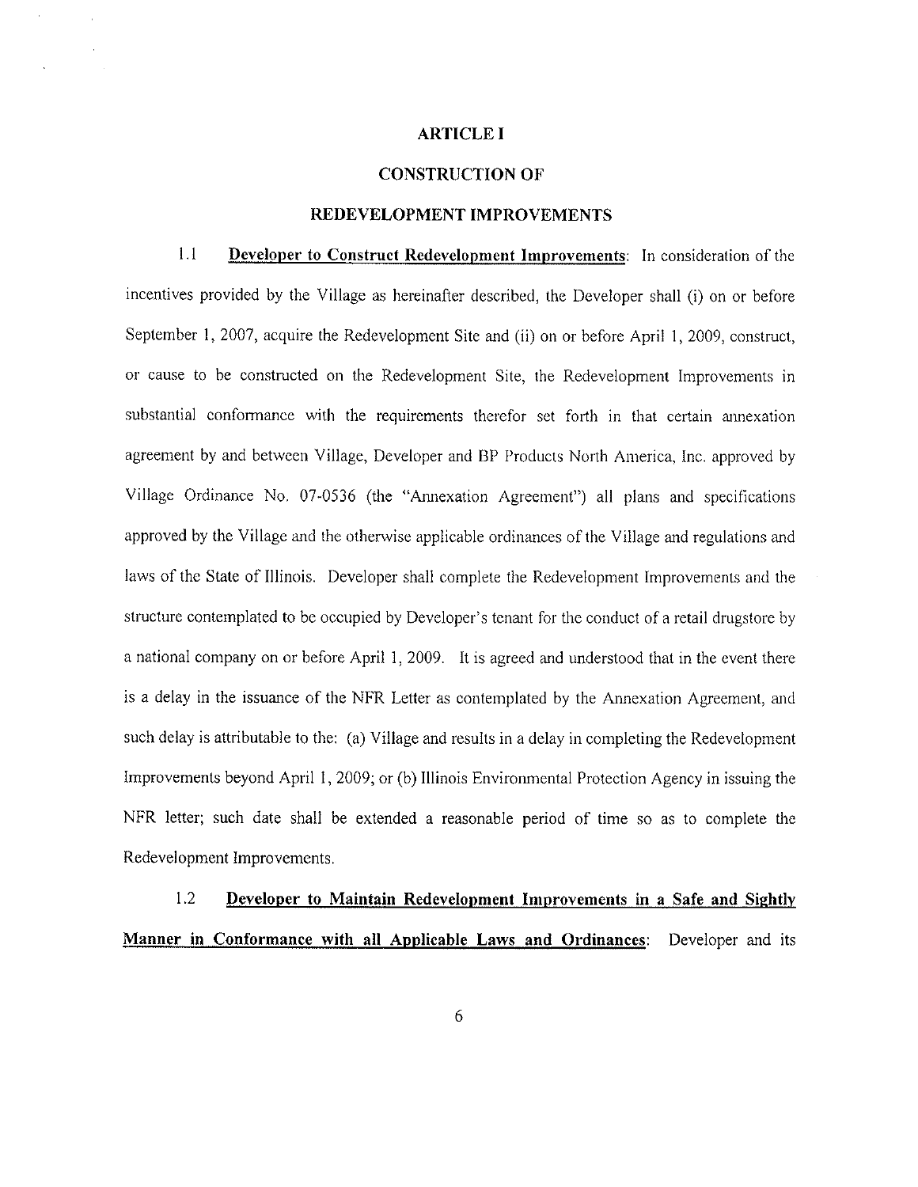## ARTICLE I

## CONSTRUCTION OF

## REDEVELOPMENT IMPROVEMENTS

1.1 **Developer to Construct Redevelopment Improvements**: In consideration of the incentives provided by the Village as hereinafter described, the Developer shall (i) on or before September 1, 2007, acquire the Redevelopment Site and (ii) on or before April 1, 2009, construct, or cause to be constructed on the Redevelopment Site, the Redevelopment Improvements in substantial conformance with the requirements therefor set forth in that certain annexation agreement by and between Village, Developer and BP Products North America, Inc. approved by Village Ordinance No. 07-0536 (the "Annexation Agreement") all plans and specifications approved by the Village and the otherwise applicable ordinances of the Village and regulations and laws of the State of Illinois. Developer shall complete the Redevelopment Improvements and the structure contemplated to be occupied by Developer's tenant for the conduct of a retail drugstore by a national company on or before April 1, 2009. It is agreed and understood that in the event there is a delay in the issuance of the NFR Letter as contemplated by the Annexation Agreement, and such delay is attributable to the: (a) Village and results in a delay in completing the Redevelopment Improvements beyond April 1, 2009; or (b) Illinois Environmental Protection Agency in issuing the NFR letter; such date shall be extended a reasonable period of time so as to complete the Redevelopment Improvements.

1.2 **Developer to Maintain Redevelopment Improvements in a Safe and Sightly Manner in Conformance with all Applicable Laws and Ordinances**: Developer and its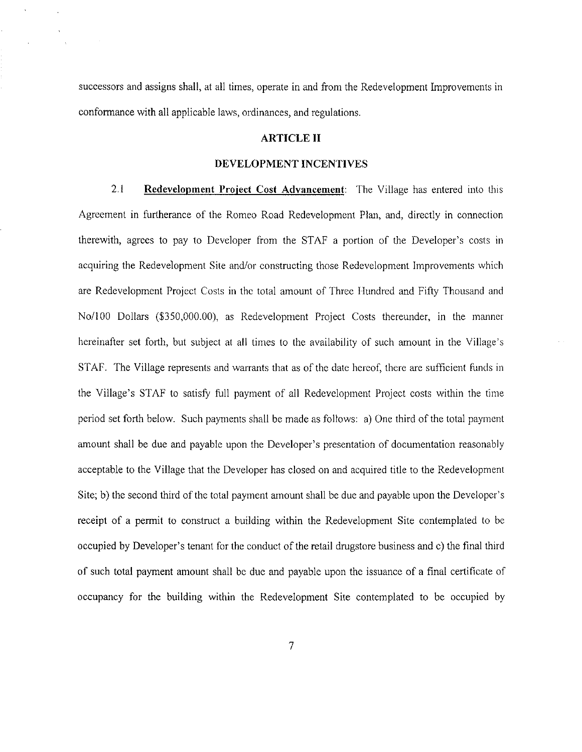successors and assigns shall, at all times, operate in and from the Redevelopment Improvements in conformance with all applicable laws, ordinances, and regulations.

## ARTICLE II

## DEVELOPMENT INCENTIVES

2.1 **Redevelopment Project Cost Advancement**: The Village has entered into this Agreement in furtherance of the Romeo Road Redevelopment Plan, and, directly in connection therewith, agrees to pay to Developer from the STAF a portion of the Developer's costs in acquiring the Redevelopment Site and/or constructing those Redevelopment Improvements which are Redevelopment Project Costs in the total amount of Three Hundred and Fifty Thousand and No/100 Dollars ($350,000.00), as Redevelopment Project Costs thereunder, in the manner hereinafter set forth, but subject at all times to the availability of such amount in the Village's STAF. The Village represents and warrants that as of the date hereof, there are sufficient funds in the Village's STAF to satisfy full payment of all Redevelopment Project costs within the time period set forth below. Such payments shall be made as follows: a) One third of the total payment amount shall be due and payable upon the Developer's presentation of documentation reasonably acceptable to the Village that the Developer has closed on and acquired title to the Redevelopment Site; b) the second third of the total payment amount shall be due and payable upon the Developer's receipt of a permit to construct a building within the Redevelopment Site contemplated to be occupied by Developer's tenant for the conduct of the retail drugstore business and c) the final third of such total payment amount shall be due and payable upon the issuance of a final certificate of occupancy for the building within the Redevelopment Site contemplated to be occupied by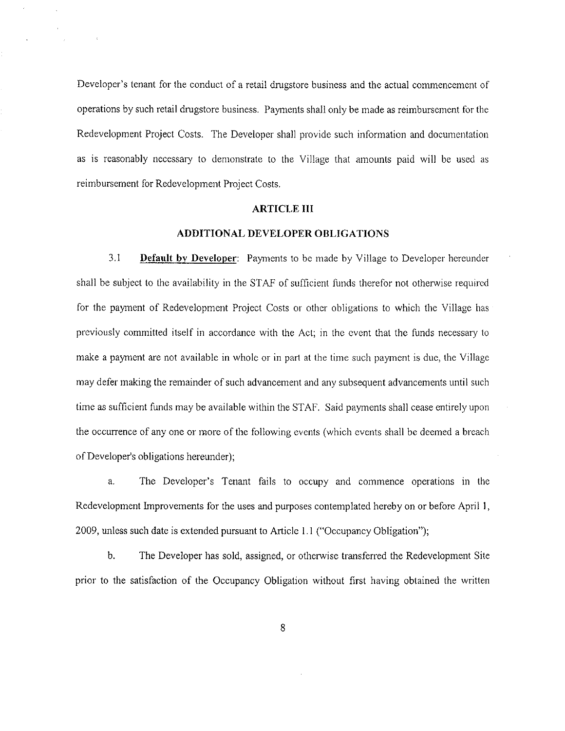Developer's tenant for the conduct of a retail drugstore business and the actual commencement of operations by such retail drugstore business. Payments shall only be made as reimbursement for the Redevelopment Project Costs. The Developer shall provide such information and documentation as is reasonably necessary to demonstrate to the Village that amounts paid will be used as reimbursement for Redevelopment Project Costs.

## ARTICLE III

## ADDITIONAL DEVELOPER OBLIGATIONS

3.1 **Default by Developer**: Payments to be made by Village to Developer hereunder shall be subject to the availability in the STAF of sufficient funds therefor not otherwise required for the payment of Redevelopment Project Costs or other obligations to which the Village has previously committed itself in accordance with the Act; in the event that the funds necessary to make a payment are not available in whole or in part at the time such payment is due, the Village may defer making the remainder of such advancement and any subsequent advancements until such time as sufficient funds may be available within the STAF. Said payments shall cease entirely upon the occurrence of any one or more of the following events (which events shall be deemed a breach of Developer's obligations hereunder);

a. The Developer's Tenant fails to occupy and commence operations in the Redevelopment Improvements for the uses and purposes contemplated hereby on or before April 1, 2009, unless such date is extended pursuant to Article 1.1 ("Occupancy Obligation");

b. The Developer has sold, assigned, or otherwise transferred the Redevelopment Site prior to the satisfaction of the Occupancy Obligation without first having obtained the written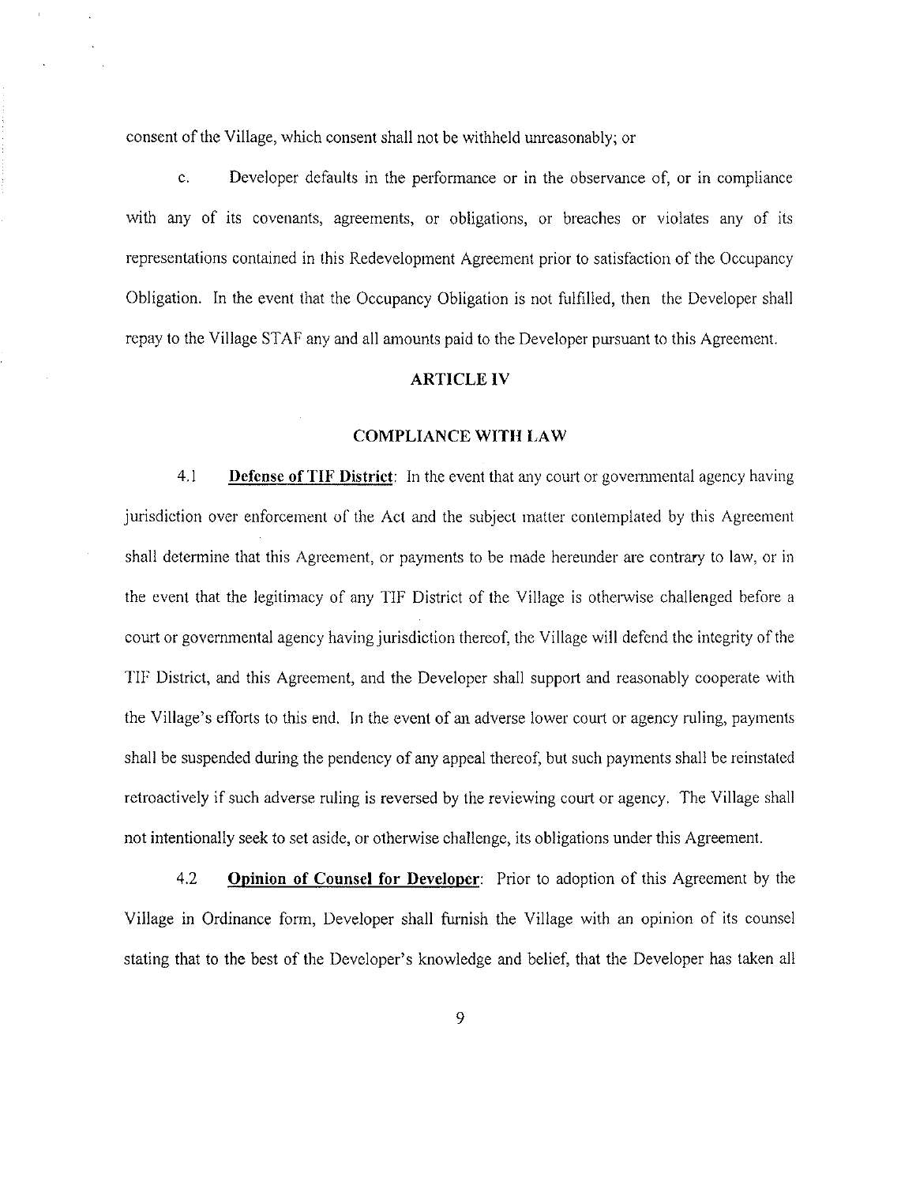consent of the Village, which consent shall not be withheld unreasonably; or

c. Developer defaults in the performance or in the observance of, or in compliance with any of its covenants, agreements, or obligations, or breaches or violates any of its representations contained in this Redevelopment Agreement prior to satisfaction of the Occupancy Obligation. In the event that the Occupancy Obligation is not fulfilled, then the Developer shall repay to the Village STAF any and all amounts paid to the Developer pursuant to this Agreement.

## ARTICLE IV

## COMPLIANCE WITH LAW

4.1 **Defense of TIF District**: In the event that any court or governmental agency having jurisdiction over enforcement of the Act and the subject matter contemplated by this Agreement shall determine that this Agreement, or payments to be made hereunder are contrary to law, or in the event that the legitimacy of any TIF District of the Village is otherwise challenged before a court or governmental agency having jurisdiction thereof, the Village will defend the integrity of the TIF District, and this Agreement, and the Developer shall support and reasonably cooperate with the Village's efforts to this end. In the event of an adverse lower court or agency ruling, payments shall be suspended during the pendency of any appeal thereof, but such payments shall be reinstated retroactively if such adverse ruling is reversed by the reviewing court or agency. The Village shall not intentionally seek to set aside, or otherwise challenge, its obligations under this Agreement.

4.2 **Opinion of Counsel for Developer**: Prior to adoption of this Agreement by the Village in Ordinance form, Developer shall furnish the Village with an opinion of its counsel stating that to the best of the Developer's knowledge and belief, that the Developer has taken all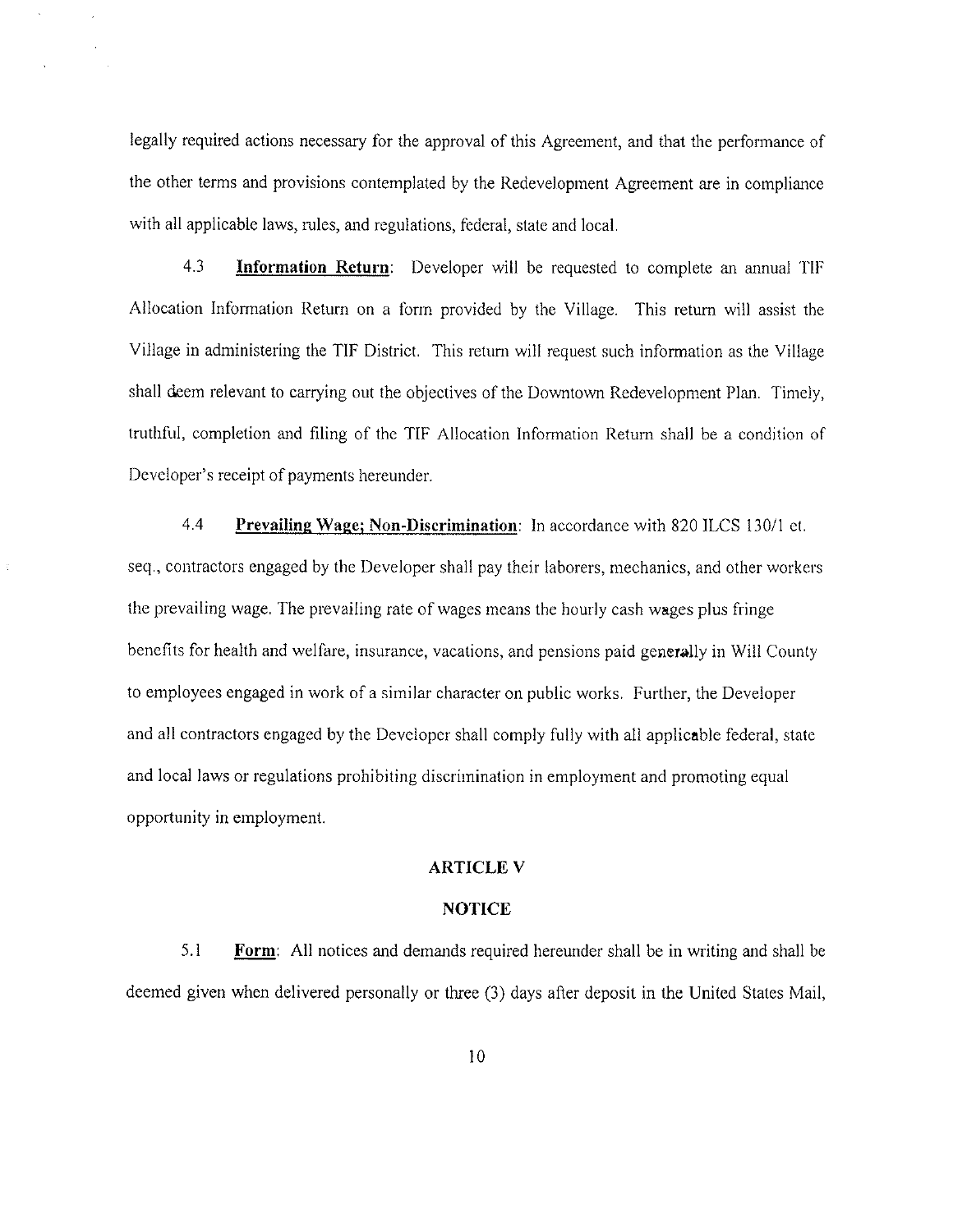legally required actions necessary for the approval of this Agreement, and that the performance of the other terms and provisions contemplated by the Redevelopment Agreement are in compliance with all applicable laws, rules, and regulations, federal, state and local.

4.3 **Information Return**: Developer will be requested to complete an annual TIF Allocation Information Return on a form provided by the Village. This return will assist the Village in administering the TIF District. This return will request such information as the Village shall deem relevant to carrying out the objectives of the Downtown Redevelopment Plan. Timely, truthful, completion and filing of the TIF Allocation Information Return shall be a condition of Developer's receipt of payments hereunder.

4.4 **Prevailing Wage; Non-Discrimination**: In accordance with 820 ILCS 130/1 et. seq., contractors engaged by the Developer shall pay their laborers, mechanics, and other workers the prevailing wage. The prevailing rate of wages means the hourly cash wages plus fringe benefits for health and welfare, insurance, vacations, and pensions paid generally in Will County to employees engaged in work of a similar character on public works. Further, the Developer and all contractors engaged by the Developer shall comply fully with all applicable federal, state and local laws or regulations prohibiting discrimination in employment and promoting equal opportunity in employment.

## ARTICLE V

## NOTICE

5.1 **Form**: All notices and demands required hereunder shall be in writing and shall be deemed given when delivered personally or three (3) days after deposit in the United States Mail,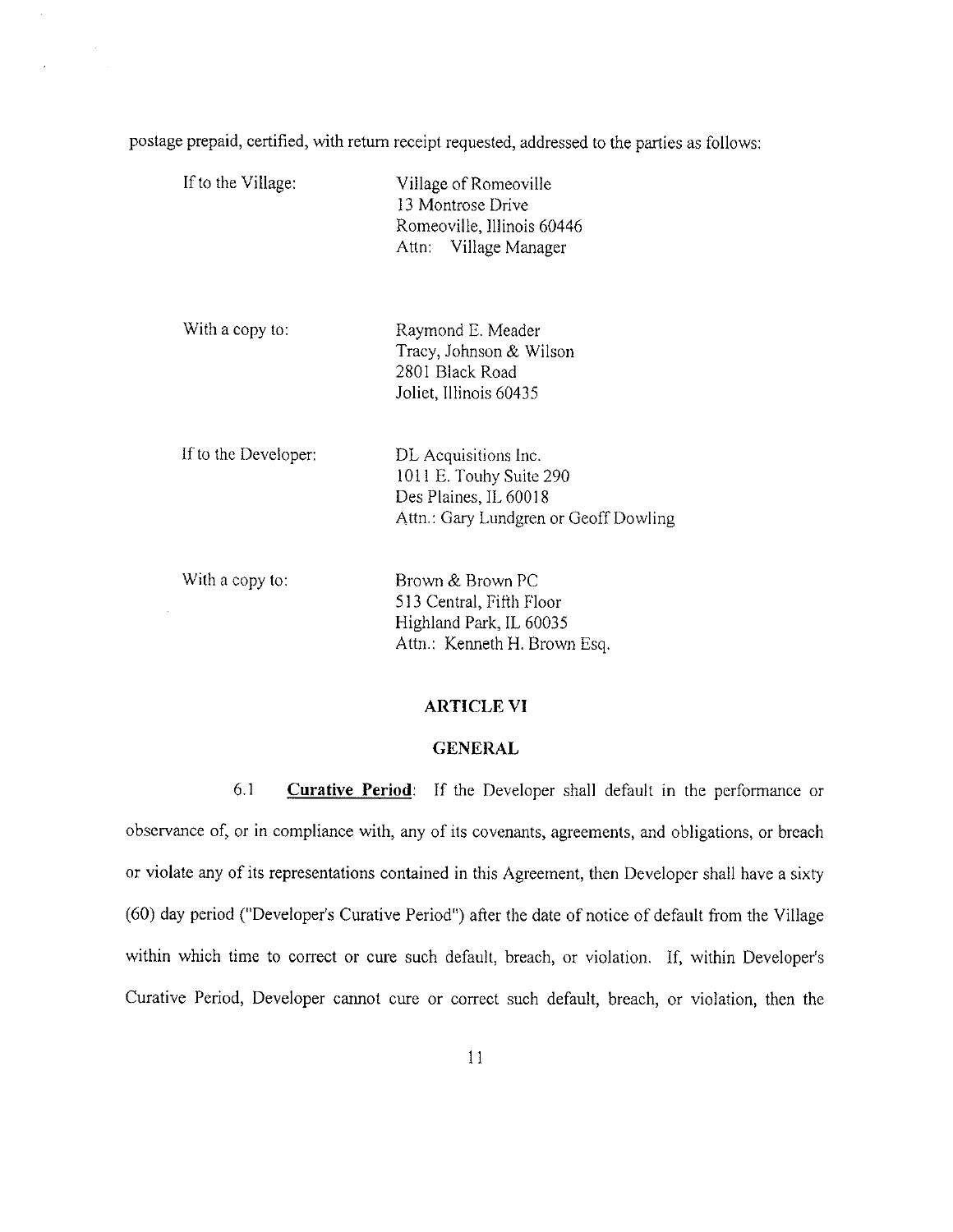postage prepaid, certified, with return receipt requested, addressed to the parties as follows:

| | |
|---|---|
| If to the Village: | Village of Romeoville<br>13 Montrose Drive<br>Romeoville, Illinois 60446<br>Attn: Village Manager |
| With a copy to: | Raymond E. Meader<br>Tracy, Johnson & Wilson<br>2801 Black Road<br>Joliet, Illinois 60435 |
| If to the Developer: | DL Acquisitions Inc.<br>1011 E. Touhy Suite 290<br>Des Plaines, IL 60018<br>Attn.: Gary Lundgren or Geoff Dowling |
| With a copy to: | Brown & Brown PC<br>513 Central, Fifth Floor<br>Highland Park, IL 60035<br>Attn.: Kenneth H. Brown Esq. |

## ARTICLE VI

## GENERAL

6.1 **Curative Period**: If the Developer shall default in the performance or observance of, or in compliance with, any of its covenants, agreements, and obligations, or breach or violate any of its representations contained in this Agreement, then Developer shall have a sixty (60) day period ("Developer's Curative Period") after the date of notice of default from the Village within which time to correct or cure such default, breach, or violation. If, within Developer's Curative Period, Developer cannot cure or correct such default, breach, or violation, then the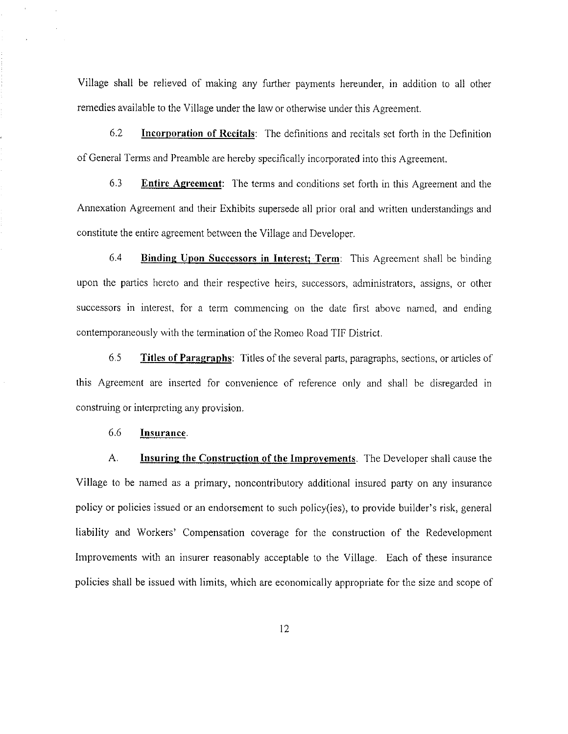Village shall be relieved of making any further payments hereunder, in addition to all other remedies available to the Village under the law or otherwise under this Agreement.

6.2 **Incorporation of Recitals**: The definitions and recitals set forth in the Definition of General Terms and Preamble are hereby specifically incorporated into this Agreement.

6.3 **Entire Agreement**: The terms and conditions set forth in this Agreement and the Annexation Agreement and their Exhibits supersede all prior oral and written understandings and constitute the entire agreement between the Village and Developer.

6.4 **Binding Upon Successors in Interest; Term**: This Agreement shall be binding upon the parties hereto and their respective heirs, successors, administrators, assigns, or other successors in interest, for a term commencing on the date first above named, and ending contemporaneously with the termination of the Romeo Road TIF District.

6.5 **Titles of Paragraphs**: Titles of the several parts, paragraphs, sections, or articles of this Agreement are inserted for convenience of reference only and shall be disregarded in construing or interpreting any provision.

6.6 **Insurance**.

A. **Insuring the Construction of the Improvements**. The Developer shall cause the Village to be named as a primary, noncontributory additional insured party on any insurance policy or policies issued or an endorsement to such policy(ies), to provide builder's risk, general liability and Workers' Compensation coverage for the construction of the Redevelopment Improvements with an insurer reasonably acceptable to the Village. Each of these insurance policies shall be issued with limits, which are economically appropriate for the size and scope of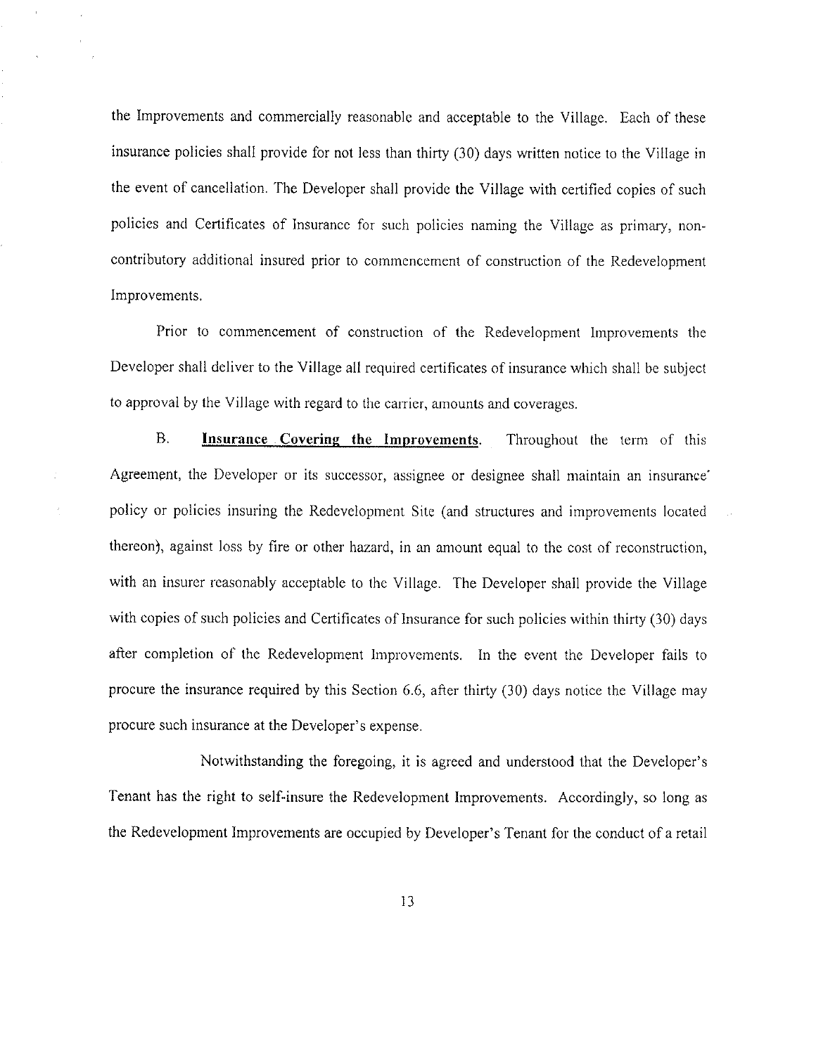the Improvements and commercially reasonable and acceptable to the Village. Each of these insurance policies shall provide for not less than thirty (30) days written notice to the Village in the event of cancellation. The Developer shall provide the Village with certified copies of such policies and Certificates of Insurance for such policies naming the Village as primary, non-contributory additional insured prior to commencement of construction of the Redevelopment Improvements.

Prior to commencement of construction of the Redevelopment Improvements the Developer shall deliver to the Village all required certificates of insurance which shall be subject to approval by the Village with regard to the carrier, amounts and coverages.

B. **Insurance Covering the Improvements**. Throughout the term of this Agreement, the Developer or its successor, assignee or designee shall maintain an insurance policy or policies insuring the Redevelopment Site (and structures and improvements located thereon), against loss by fire or other hazard, in an amount equal to the cost of reconstruction, with an insurer reasonably acceptable to the Village. The Developer shall provide the Village with copies of such policies and Certificates of Insurance for such policies within thirty (30) days after completion of the Redevelopment Improvements. In the event the Developer fails to procure the insurance required by this Section 6.6, after thirty (30) days notice the Village may procure such insurance at the Developer's expense.

Notwithstanding the foregoing, it is agreed and understood that the Developer's Tenant has the right to self-insure the Redevelopment Improvements. Accordingly, so long as the Redevelopment Improvements are occupied by Developer's Tenant for the conduct of a retail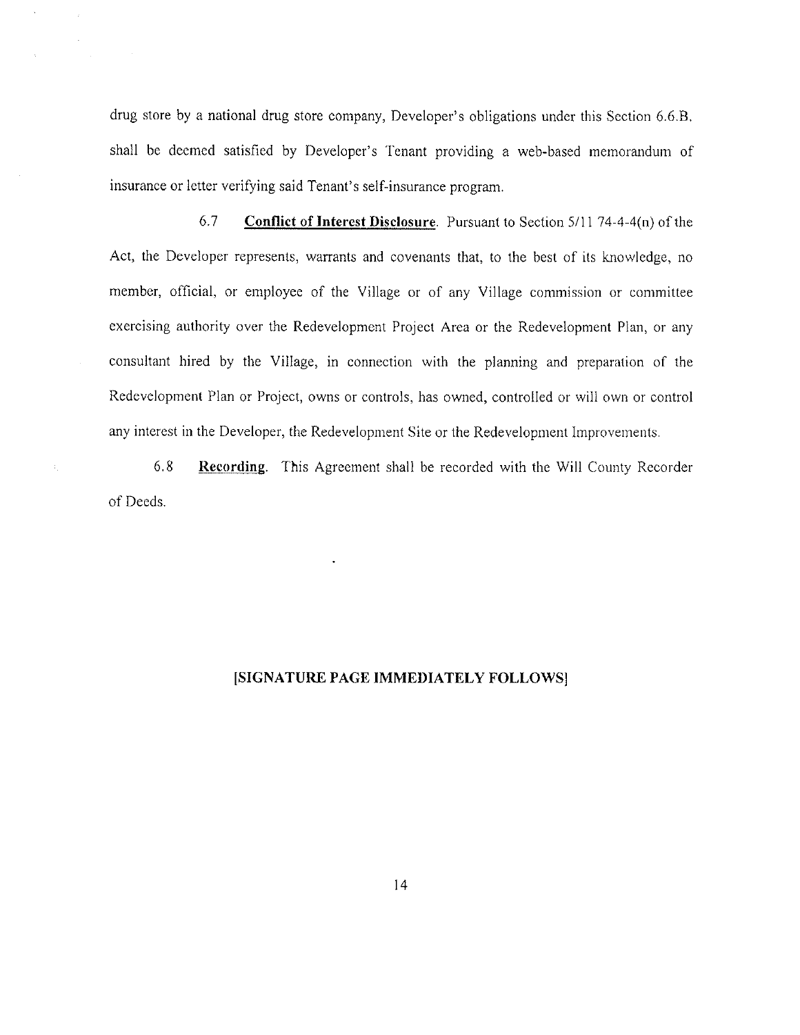drug store by a national drug store company, Developer's obligations under this Section 6.6.B. shall be deemed satisfied by Developer's Tenant providing a web-based memorandum of insurance or letter verifying said Tenant's self-insurance program.

6.7 **Conflict of Interest Disclosure**. Pursuant to Section 5/11 74-4-4(n) of the Act, the Developer represents, warrants and covenants that, to the best of its knowledge, no member, official, or employee of the Village or of any Village commission or committee exercising authority over the Redevelopment Project Area or the Redevelopment Plan, or any consultant hired by the Village, in connection with the planning and preparation of the Redevelopment Plan or Project, owns or controls, has owned, controlled or will own or control any interest in the Developer, the Redevelopment Site or the Redevelopment Improvements.

6.8 **Recording**. This Agreement shall be recorded with the Will County Recorder of Deeds.

**[SIGNATURE PAGE IMMEDIATELY FOLLOWS]**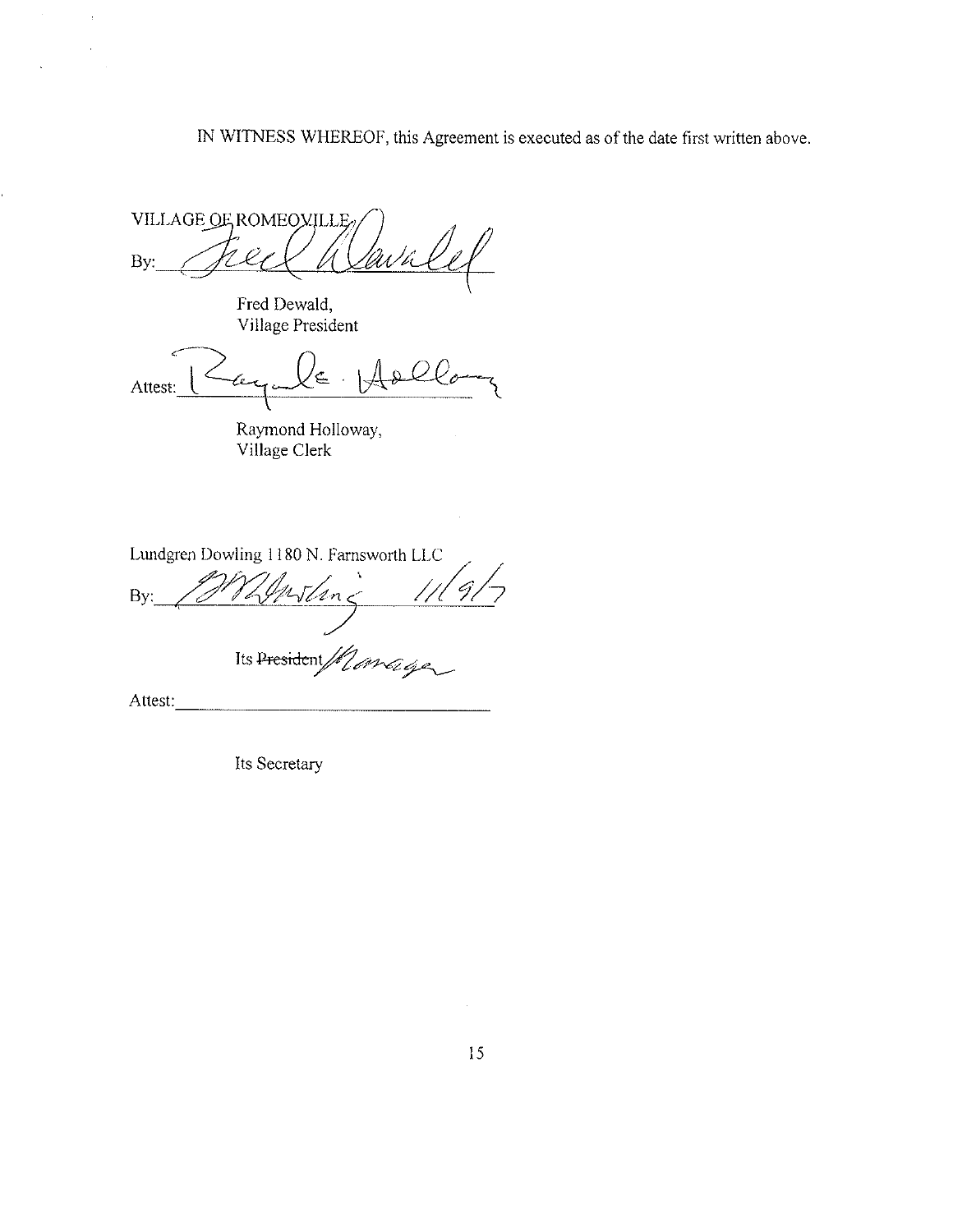IN WITNESS WHEREOF, this Agreement is executed as of the date first written above.

VILLAGE OF ROMEOVILLE

By: ______________________________

Fred Dewald,
Village President

Attest: ______________________________

Raymond Holloway,
Village Clerk

Lundgren Dowling 1180 N. Farnsworth LLC

By: ______________________________ 11/9/7

Its ~~President~~ Manager

Attest: ______________________________

Its Secretary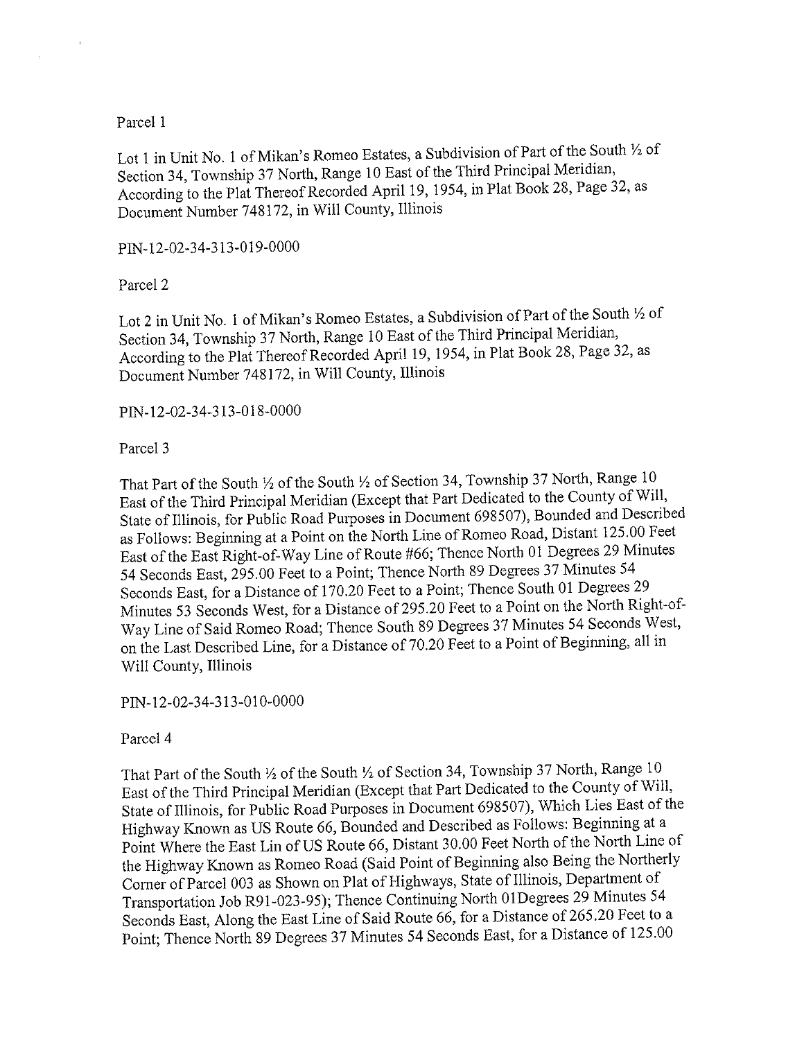Parcel 1

Lot 1 in Unit No. 1 of Mikan's Romeo Estates, a Subdivision of Part of the South ½ of Section 34, Township 37 North, Range 10 East of the Third Principal Meridian, According to the Plat Thereof Recorded April 19, 1954, in Plat Book 28, Page 32, as Document Number 748172, in Will County, Illinois

PIN-12-02-34-313-019-0000

Parcel 2

Lot 2 in Unit No. 1 of Mikan's Romeo Estates, a Subdivision of Part of the South ½ of Section 34, Township 37 North, Range 10 East of the Third Principal Meridian, According to the Plat Thereof Recorded April 19, 1954, in Plat Book 28, Page 32, as Document Number 748172, in Will County, Illinois

PIN-12-02-34-313-018-0000

Parcel 3

That Part of the South ½ of the South ½ of Section 34, Township 37 North, Range 10 East of the Third Principal Meridian (Except that Part Dedicated to the County of Will, State of Illinois, for Public Road Purposes in Document 698507), Bounded and Described as Follows: Beginning at a Point on the North Line of Romeo Road, Distant 125.00 Feet East of the East Right-of-Way Line of Route #66; Thence North 01 Degrees 29 Minutes 54 Seconds East, 295.00 Feet to a Point; Thence North 89 Degrees 37 Minutes 54 Seconds East, for a Distance of 170.20 Feet to a Point; Thence South 01 Degrees 29 Minutes 53 Seconds West, for a Distance of 295.20 Feet to a Point on the North Right-of-Way Line of Said Romeo Road; Thence South 89 Degrees 37 Minutes 54 Seconds West, on the Last Described Line, for a Distance of 70.20 Feet to a Point of Beginning, all in Will County, Illinois

PIN-12-02-34-313-010-0000

Parcel 4

That Part of the South ½ of the South ½ of Section 34, Township 37 North, Range 10 East of the Third Principal Meridian (Except that Part Dedicated to the County of Will, State of Illinois, for Public Road Purposes in Document 698507), Which Lies East of the Highway Known as US Route 66, Bounded and Described as Follows: Beginning at a Point Where the East Lin of US Route 66, Distant 30.00 Feet North of the North Line of the Highway Known as Romeo Road (Said Point of Beginning also Being the Northerly Corner of Parcel 003 as Shown on Plat of Highways, State of Illinois, Department of Transportation Job R91-023-95); Thence Continuing North 01Degrees 29 Minutes 54 Seconds East, Along the East Line of Said Route 66, for a Distance of 265.20 Feet to a Point; Thence North 89 Degrees 37 Minutes 54 Seconds East, for a Distance of 125.00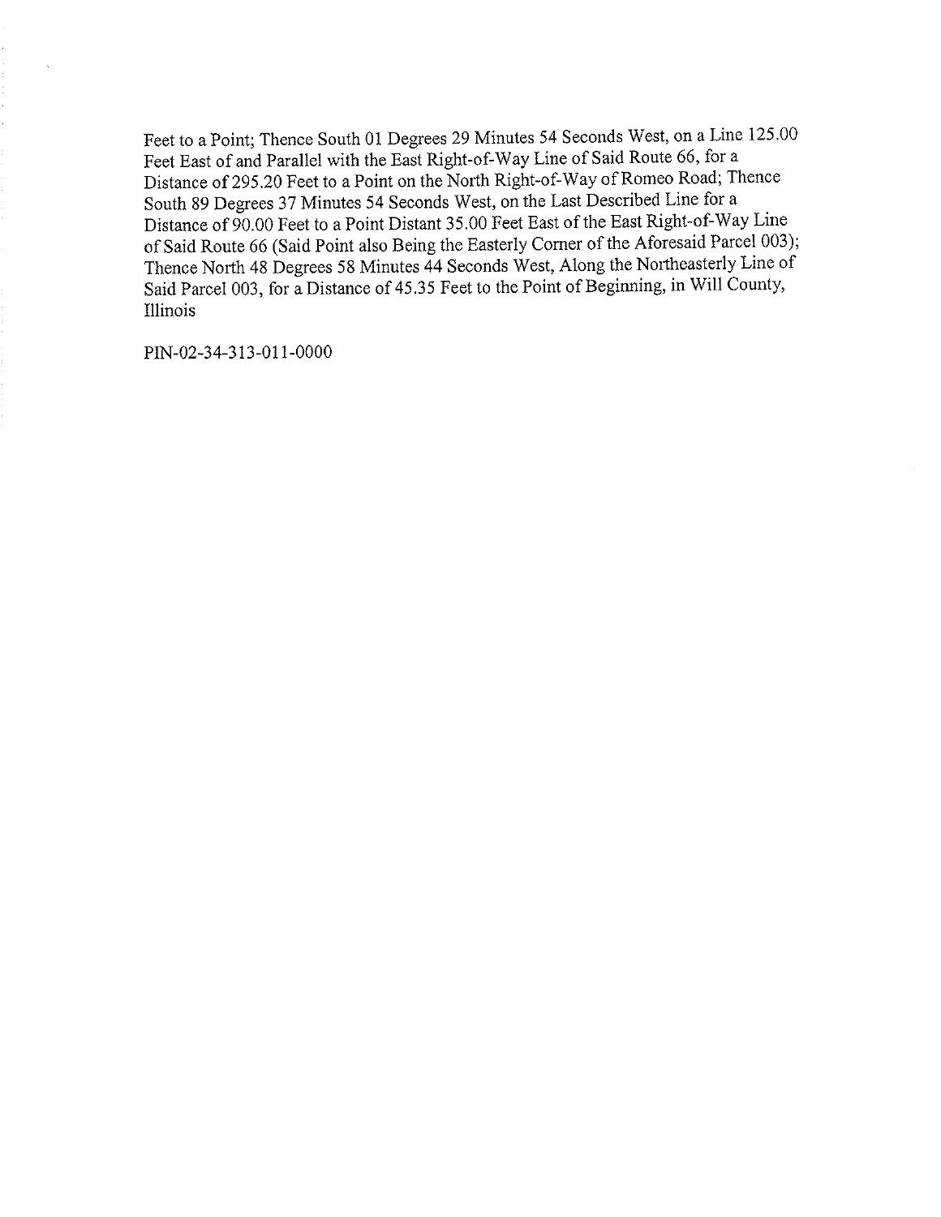Feet to a Point; Thence South 01 Degrees 29 Minutes 54 Seconds West, on a Line 125.00 Feet East of and Parallel with the East Right-of-Way Line of Said Route 66, for a Distance of 295.20 Feet to a Point on the North Right-of-Way of Romeo Road; Thence South 89 Degrees 37 Minutes 54 Seconds West, on the Last Described Line for a Distance of 90.00 Feet to a Point Distant 35.00 Feet East of the East Right-of-Way Line of Said Route 66 (Said Point also Being the Easterly Corner of the Aforesaid Parcel 003); Thence North 48 Degrees 58 Minutes 44 Seconds West, Along the Northeasterly Line of Said Parcel 003, for a Distance of 45.35 Feet to the Point of Beginning, in Will County, Illinois

PIN-02-34-313-011-0000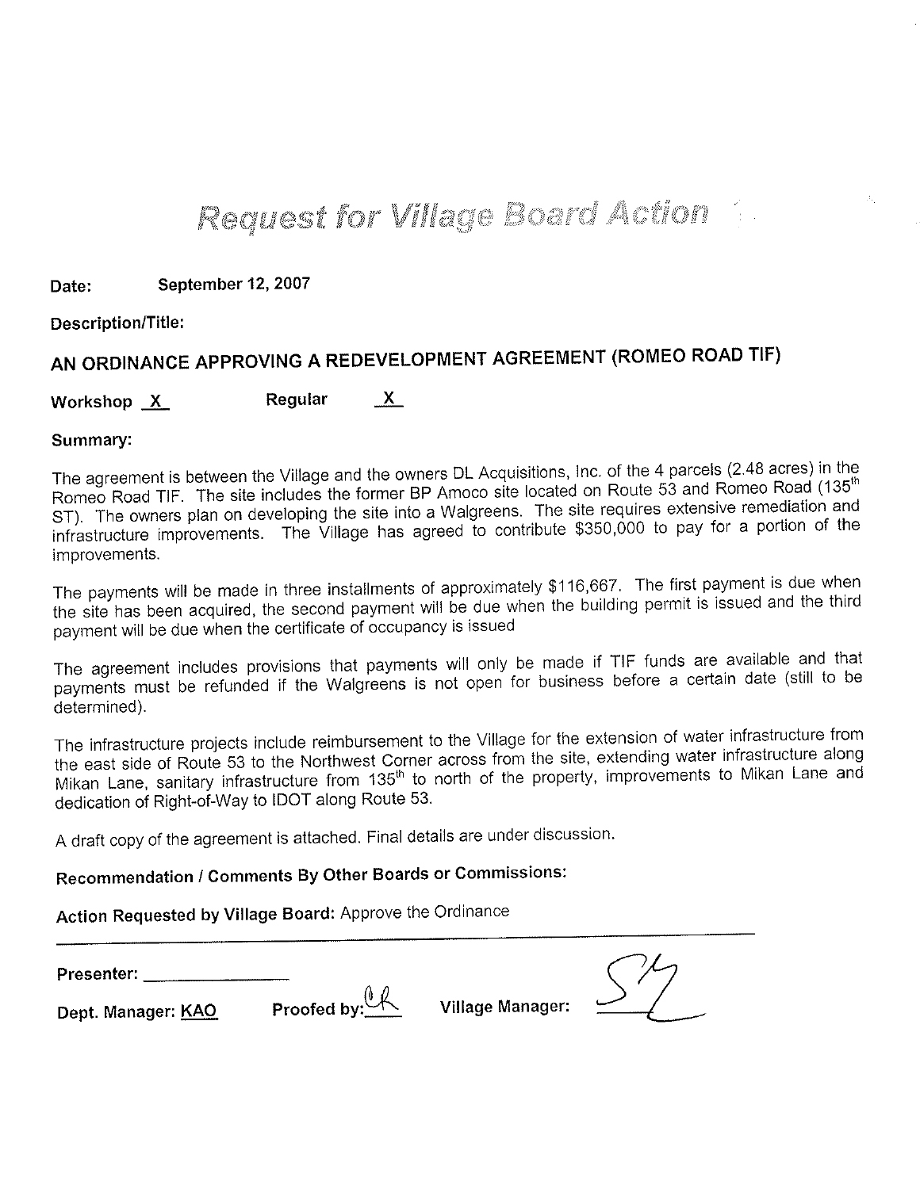# Request for Village Board Action

**Date:** September 12, 2007

**Description/Title:**

## AN ORDINANCE APPROVING A REDEVELOPMENT AGREEMENT (ROMEO ROAD TIF)

**Workshop** X **Regular** X

**Summary:**

The agreement is between the Village and the owners DL Acquisitions, Inc. of the 4 parcels (2.48 acres) in the Romeo Road TIF. The site includes the former BP Amoco site located on Route 53 and Romeo Road (135th ST). The owners plan on developing the site into a Walgreens. The site requires extensive remediation and infrastructure improvements. The Village has agreed to contribute $350,000 to pay for a portion of the improvements.

The payments will be made in three installments of approximately $116,667. The first payment is due when the site has been acquired, the second payment will be due when the building permit is issued and the third payment will be due when the certificate of occupancy is issued

The agreement includes provisions that payments will only be made if TIF funds are available and that payments must be refunded if the Walgreens is not open for business before a certain date (still to be determined).

The infrastructure projects include reimbursement to the Village for the extension of water infrastructure from the east side of Route 53 to the Northwest Corner across from the site, extending water infrastructure along Mikan Lane, sanitary infrastructure from 135th to north of the property, improvements to Mikan Lane and dedication of Right-of-Way to IDOT along Route 53.

A draft copy of the agreement is attached. Final details are under discussion.

**Recommendation / Comments By Other Boards or Commissions:**

**Action Requested by Village Board:** Approve the Ordinance

**Presenter:** ________________

**Dept. Manager:** KAO **Proofed by:** CR **Village Manager:** SL